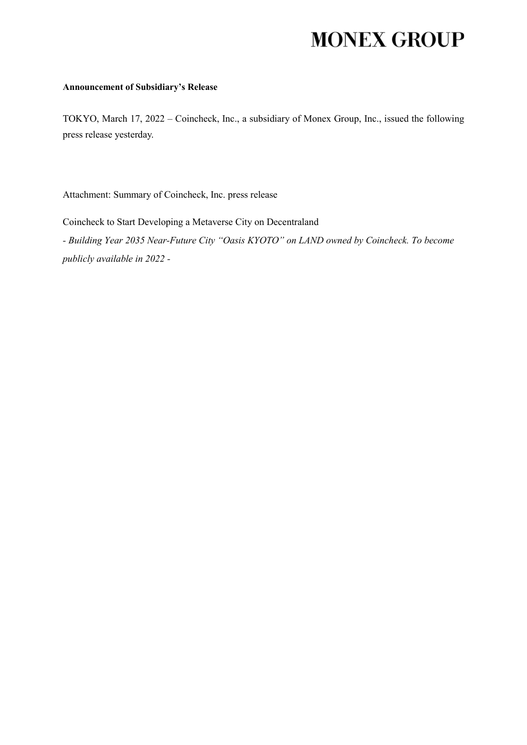**MONEX GROUP**

**Announcement of Subsidiary's Release**

TOKYO, March 17, 2022 – Coincheck, Inc., a subsidiary of Monex Group, Inc., issued the following press release yesterday.

Attachment: Summary of Coincheck, Inc. press release

Coincheck to Start Developing a Metaverse City on Decentraland

*- Building Year 2035 Near-Future City "Oasis KYOTO" on LAND owned by Coincheck. To become publicly available in 2022 -*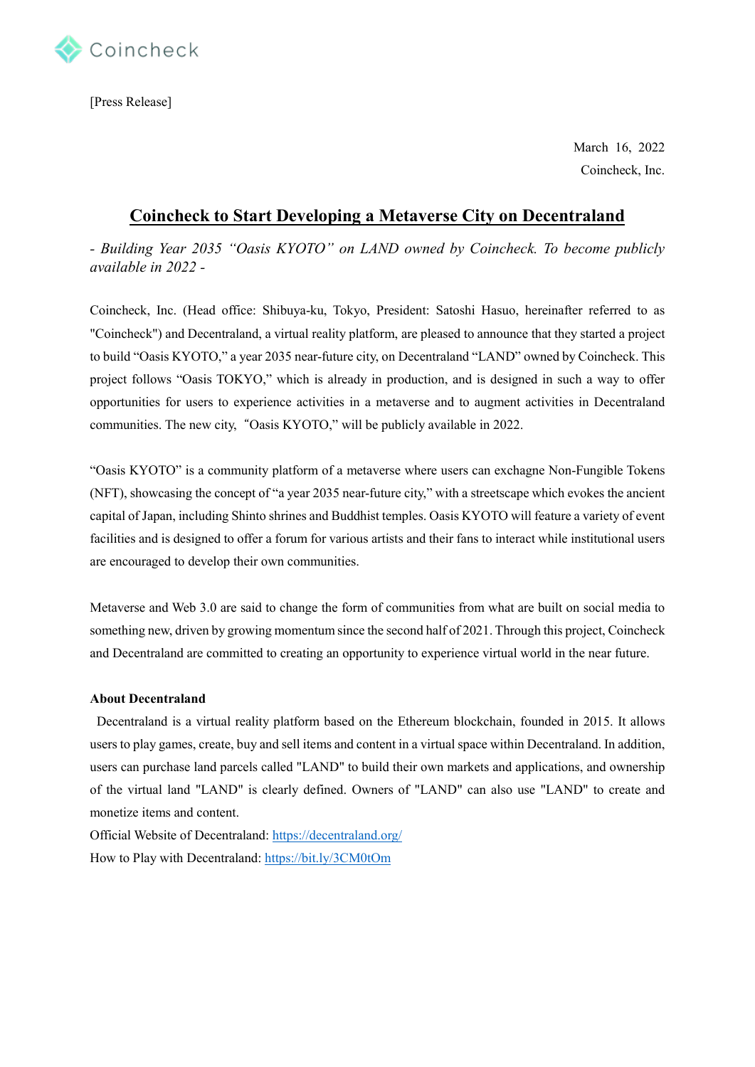Coincheck

[Press Release]

March 16, 2022
Coincheck, Inc.

# Coincheck to Start Developing a Metaverse City on Decentraland

*- Building Year 2035 "Oasis KYOTO" on LAND owned by Coincheck. To become publicly available in 2022 -*

Coincheck, Inc. (Head office: Shibuya-ku, Tokyo, President: Satoshi Hasuo, hereinafter referred to as "Coincheck") and Decentraland, a virtual reality platform, are pleased to announce that they started a project to build "Oasis KYOTO," a year 2035 near-future city, on Decentraland "LAND" owned by Coincheck. This project follows "Oasis TOKYO," which is already in production, and is designed in such a way to offer opportunities for users to experience activities in a metaverse and to augment activities in Decentraland communities. The new city, "Oasis KYOTO," will be publicly available in 2022.

"Oasis KYOTO" is a community platform of a metaverse where users can exchagne Non-Fungible Tokens (NFT), showcasing the concept of "a year 2035 near-future city," with a streetscape which evokes the ancient capital of Japan, including Shinto shrines and Buddhist temples. Oasis KYOTO will feature a variety of event facilities and is designed to offer a forum for various artists and their fans to interact while institutional users are encouraged to develop their own communities.

Metaverse and Web 3.0 are said to change the form of communities from what are built on social media to something new, driven by growing momentum since the second half of 2021. Through this project, Coincheck and Decentraland are committed to creating an opportunity to experience virtual world in the near future.

**About Decentraland**

Decentraland is a virtual reality platform based on the Ethereum blockchain, founded in 2015. It allows users to play games, create, buy and sell items and content in a virtual space within Decentraland. In addition, users can purchase land parcels called "LAND" to build their own markets and applications, and ownership of the virtual land "LAND" is clearly defined. Owners of "LAND" can also use "LAND" to create and monetize items and content.

Official Website of Decentraland: https://decentraland.org/

How to Play with Decentraland: https://bit.ly/3CM0tOm